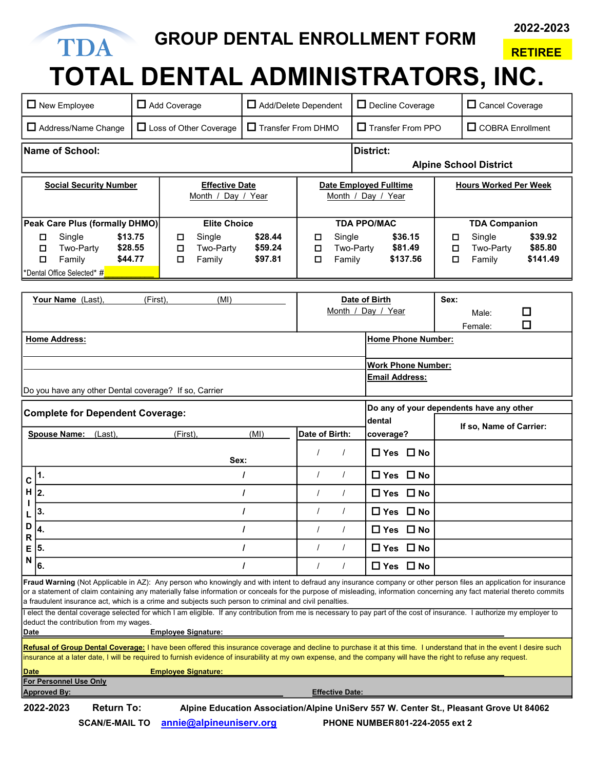TDA

# GROUP DENTAL ENROLLMENT FORM

2022-2023

RETIREE

# TOTAL DENTAL ADMINISTRATORS, INC.

| ☐ New Employee | ☐ Add Coverage | ☐ Add/Delete Dependent | ☐ Decline Coverage | ☐ Cancel Coverage |
|---|---|---|---|---|
| ☐ Address/Name Change | ☐ Loss of Other Coverage | ☐ Transfer From DHMO | ☐ Transfer From PPO | ☐ COBRA Enrollment |

| **Name of School:** | **District:** Alpine School District |
|---|---|

| **Social Security Number** | **Effective Date** Month / Day / Year | **Date Employed Fulltime** Month / Day / Year | **Hours Worked Per Week** |
|---|---|---|---|
| | | | |

| **Peak Care Plus (formally DHMO)** | | **Elite Choice** | | **TDA PPO/MAC** | | **TDA Companion** | |
|---|---|---|---|---|---|---|---|
| ☐ Single | $13.75 | ☐ Single | $28.44 | ☐ Single | $36.15 | ☐ Single | $39.92 |
| ☐ Two-Party | $28.55 | ☐ Two-Party | $59.24 | ☐ Two-Party | $81.49 | ☐ Two-Party | $85.80 |
| ☐ Family | $44.77 | ☐ Family | $97.81 | ☐ Family | $137.56 | ☐ Family | $141.49 |
| *Dental Office Selected* # | | | | | | | |

| **Your Name** (Last), (First), (MI) | **Date of Birth** Month / Day / Year | **Sex:** Male: ☐ Female: ☐ |
|---|---|---|
| **Home Address:** | **Home Phone Number:** | |
| | **Work Phone Number:** | |
| Do you have any other Dental coverage? If so, Carrier | **Email Address:** | |

**Complete for Dependent Coverage:**

| **Spouse Name:** (Last), (First), (MI) | Sex: | **Date of Birth:** | **Do any of your dependents have any other dental coverage?** | **If so, Name of Carrier:** |
|---|---|---|---|---|
| | | / / | ☐ Yes ☐ No | |
| **CHILDREN** 1. | / | / / | ☐ Yes ☐ No | |
| 2. | / | / / | ☐ Yes ☐ No | |
| 3. | / | / / | ☐ Yes ☐ No | |
| 4. | / | / / | ☐ Yes ☐ No | |
| 5. | / | / / | ☐ Yes ☐ No | |
| 6. | / | / / | ☐ Yes ☐ No | |

**Fraud Warning** (Not Applicable in AZ): Any person who knowingly and with intent to defraud any insurance company or other person files an application for insurance or a statement of claim containing any materially false information or conceals for the purpose of misleading, information concerning any fact material thereto commits a fraudulent insurance act, which is a crime and subjects such person to criminal and civil penalties.

I elect the dental coverage selected for which I am eligible. If any contribution from me is necessary to pay part of the cost of insurance. I authorize my employer to deduct the contribution from my wages.

**Date** **Employee Signature:**

**Refusal of Group Dental Coverage:** I have been offered this insurance coverage and decline to purchase it at this time. I understand that in the event I desire such insurance at a later date, I will be required to furnish evidence of insurability at my own expense, and the company will have the right to refuse any request.

**Date** **Employee Signature:**

**For Personnel Use Only**

**Approved By:** **Effective Date:**

**2022-2023** **Return To:** **Alpine Education Association/Alpine UniServ 557 W. Center St., Pleasant Grove Ut 84062**

**SCAN/E-MAIL TO** annie@alpineuniserv.org **PHONE NUMBER 801-224-2055 ext 2**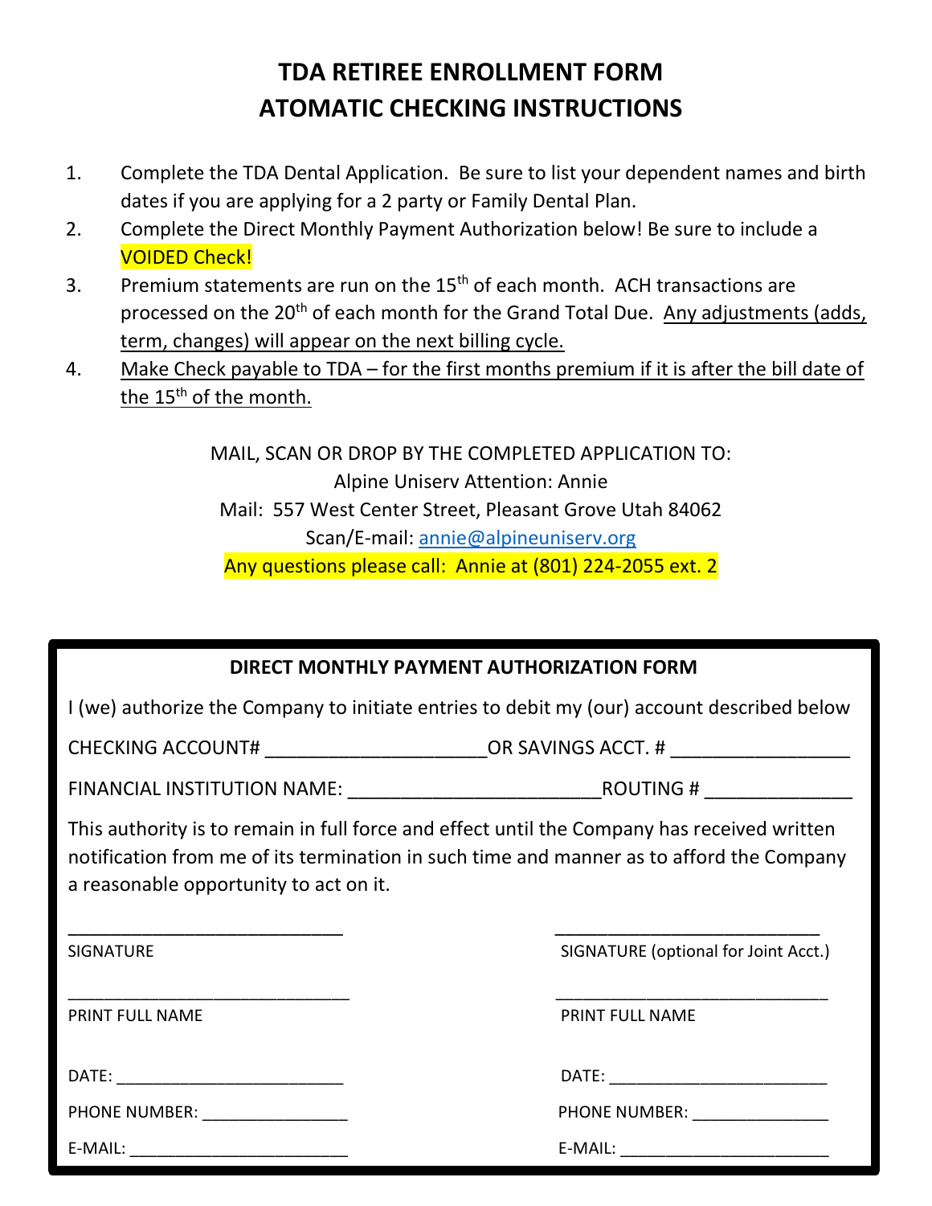# TDA RETIREE ENROLLMENT FORM
# ATOMATIC CHECKING INSTRUCTIONS

1. Complete the TDA Dental Application. Be sure to list your dependent names and birth dates if you are applying for a 2 party or Family Dental Plan.
2. Complete the Direct Monthly Payment Authorization below! Be sure to include a VOIDED Check!
3. Premium statements are run on the 15th of each month. ACH transactions are processed on the 20th of each month for the Grand Total Due. Any adjustments (adds, term, changes) will appear on the next billing cycle.
4. Make Check payable to TDA – for the first months premium if it is after the bill date of the 15th of the month.

MAIL, SCAN OR DROP BY THE COMPLETED APPLICATION TO:
Alpine Uniserv Attention: Annie
Mail: 557 West Center Street, Pleasant Grove Utah 84062
Scan/E-mail: annie@alpineuniserv.org
Any questions please call: Annie at (801) 224-2055 ext. 2

## DIRECT MONTHLY PAYMENT AUTHORIZATION FORM

I (we) authorize the Company to initiate entries to debit my (our) account described below

CHECKING ACCOUNT# ____________________ OR SAVINGS ACCT. # _________________

FINANCIAL INSTITUTION NAME: _______________________ ROUTING # ______________

This authority is to remain in full force and effect until the Company has received written notification from me of its termination in such time and manner as to afford the Company a reasonable opportunity to act on it.

| | |
|---|---|
| ____________________________ | ____________________________ |
| SIGNATURE | SIGNATURE (optional for Joint Acct.) |
| ____________________________ | ____________________________ |
| PRINT FULL NAME | PRINT FULL NAME |
| DATE: ________________________ | DATE: ________________________ |
| PHONE NUMBER: ________________ | PHONE NUMBER: ________________ |
| E-MAIL: ______________________ | E-MAIL: ______________________ |